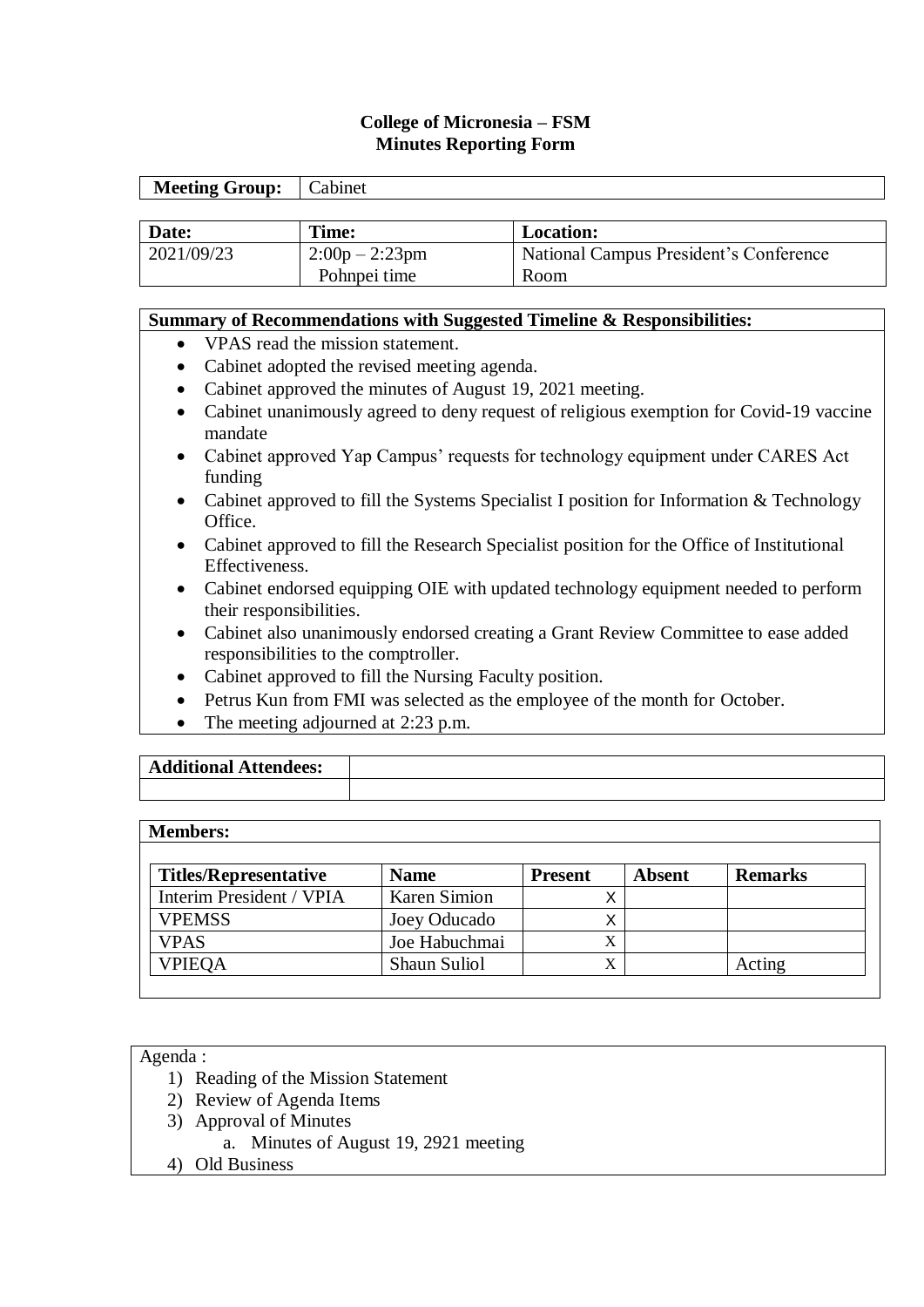**College of Micronesia – FSM**
**Minutes Reporting Form**

| **Meeting Group:** | Cabinet |
|---|---|

| **Date:** | **Time:** | **Location:** |
|---|---|---|
| 2021/09/23 | 2:00p – 2:23pm Pohnpei time | National Campus President's Conference Room |

**Summary of Recommendations with Suggested Timeline & Responsibilities:**

- VPAS read the mission statement.
- Cabinet adopted the revised meeting agenda.
- Cabinet approved the minutes of August 19, 2021 meeting.
- Cabinet unanimously agreed to deny request of religious exemption for Covid-19 vaccine mandate
- Cabinet approved Yap Campus' requests for technology equipment under CARES Act funding
- Cabinet approved to fill the Systems Specialist I position for Information & Technology Office.
- Cabinet approved to fill the Research Specialist position for the Office of Institutional Effectiveness.
- Cabinet endorsed equipping OIE with updated technology equipment needed to perform their responsibilities.
- Cabinet also unanimously endorsed creating a Grant Review Committee to ease added responsibilities to the comptroller.
- Cabinet approved to fill the Nursing Faculty position.
- Petrus Kun from FMI was selected as the employee of the month for October.
- The meeting adjourned at 2:23 p.m.

| **Additional Attendees:** | |
|---|---|
| | |

**Members:**

| **Titles/Representative** | **Name** | **Present** | **Absent** | **Remarks** |
|---|---|---|---|---|
| Interim President / VPIA | Karen Simion | X | | |
| VPEMSS | Joey Oducado | X | | |
| VPAS | Joe Habuchmai | X | | |
| VPIEQA | Shaun Suliol | X | | Acting |

Agenda :

1) Reading of the Mission Statement
2) Review of Agenda Items
3) Approval of Minutes
   a. Minutes of August 19, 2921 meeting
4) Old Business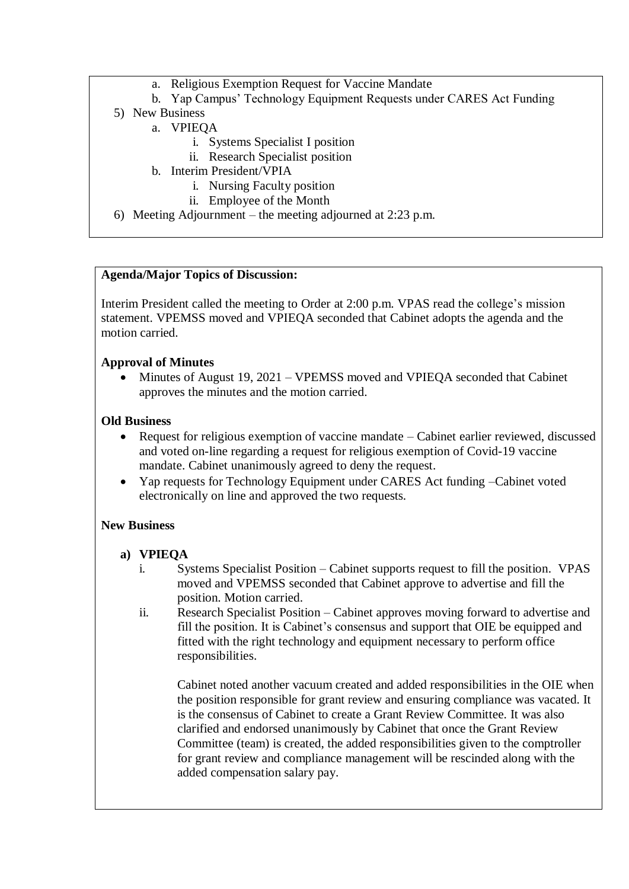a. Religious Exemption Request for Vaccine Mandate
   b. Yap Campus' Technology Equipment Requests under CARES Act Funding
5) New Business
   a. VPIEQA
      i. Systems Specialist I position
      ii. Research Specialist position
   b. Interim President/VPIA
      i. Nursing Faculty position
      ii. Employee of the Month
6) Meeting Adjournment – the meeting adjourned at 2:23 p.m.

**Agenda/Major Topics of Discussion:**

Interim President called the meeting to Order at 2:00 p.m. VPAS read the college's mission statement. VPEMSS moved and VPIEQA seconded that Cabinet adopts the agenda and the motion carried.

**Approval of Minutes**

- Minutes of August 19, 2021 – VPEMSS moved and VPIEQA seconded that Cabinet approves the minutes and the motion carried.

**Old Business**

- Request for religious exemption of vaccine mandate – Cabinet earlier reviewed, discussed and voted on-line regarding a request for religious exemption of Covid-19 vaccine mandate. Cabinet unanimously agreed to deny the request.
- Yap requests for Technology Equipment under CARES Act funding –Cabinet voted electronically on line and approved the two requests.

**New Business**

**a) VPIEQA**

i. Systems Specialist Position – Cabinet supports request to fill the position. VPAS moved and VPEMSS seconded that Cabinet approve to advertise and fill the position. Motion carried.

ii. Research Specialist Position – Cabinet approves moving forward to advertise and fill the position. It is Cabinet's consensus and support that OIE be equipped and fitted with the right technology and equipment necessary to perform office responsibilities.

Cabinet noted another vacuum created and added responsibilities in the OIE when the position responsible for grant review and ensuring compliance was vacated. It is the consensus of Cabinet to create a Grant Review Committee. It was also clarified and endorsed unanimously by Cabinet that once the Grant Review Committee (team) is created, the added responsibilities given to the comptroller for grant review and compliance management will be rescinded along with the added compensation salary pay.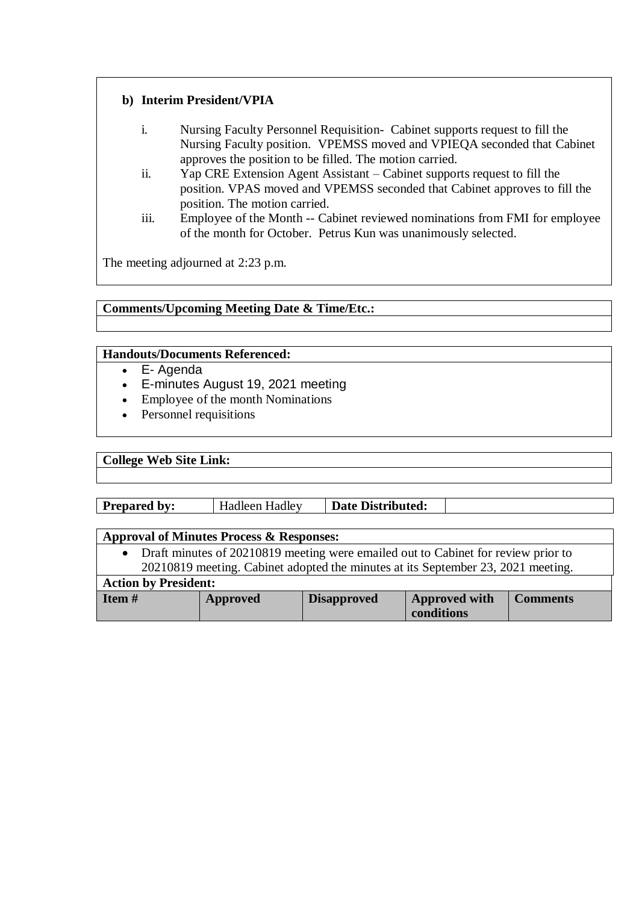**b) Interim President/VPIA**

i. Nursing Faculty Personnel Requisition- Cabinet supports request to fill the Nursing Faculty position. VPEMSS moved and VPIEQA seconded that Cabinet approves the position to be filled. The motion carried.
ii. Yap CRE Extension Agent Assistant – Cabinet supports request to fill the position. VPAS moved and VPEMSS seconded that Cabinet approves to fill the position. The motion carried.
iii. Employee of the Month -- Cabinet reviewed nominations from FMI for employee of the month for October. Petrus Kun was unanimously selected.

The meeting adjourned at 2:23 p.m.

**Comments/Upcoming Meeting Date & Time/Etc.:**

**Handouts/Documents Referenced:**

- E- Agenda
- E-minutes August 19, 2021 meeting
- Employee of the month Nominations
- Personnel requisitions

**College Web Site Link:**

| **Prepared by:** | Hadleen Hadley | **Date Distributed:** | |
|---|---|---|---|

**Approval of Minutes Process & Responses:**

- Draft minutes of 20210819 meeting were emailed out to Cabinet for review prior to 20210819 meeting. Cabinet adopted the minutes at its September 23, 2021 meeting.

**Action by President:**

| **Item #** | **Approved** | **Disapproved** | **Approved with conditions** | **Comments** |
|---|---|---|---|---|